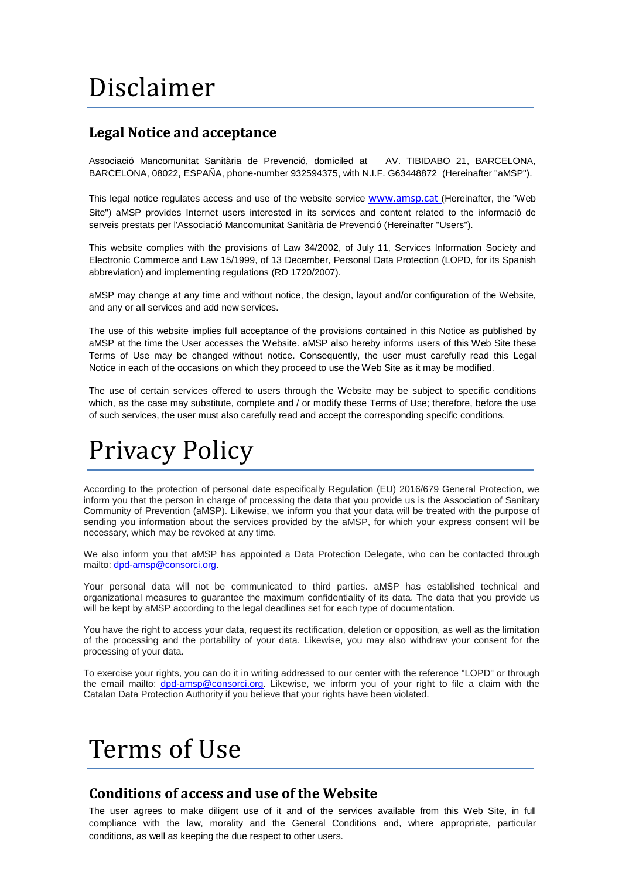# Disclaimer

## Legal Notice and acceptance

Associació Mancomunitat Sanitària de Prevenció, domiciled at AV. TIBIDABO 21, BARCELONA, BARCELONA, 08022, ESPAÑA, phone-number 932594375, with N.I.F. G63448872 (Hereinafter "aMSP").

This legal notice regulates access and use of the website service www.amsp.cat (Hereinafter, the "Web Site") aMSP provides Internet users interested in its services and content related to the informació de serveis prestats per l'Associació Mancomunitat Sanitària de Prevenció (Hereinafter "Users").

This website complies with the provisions of Law 34/2002, of July 11, Services Information Society and Electronic Commerce and Law 15/1999, of 13 December, Personal Data Protection (LOPD, for its Spanish abbreviation) and implementing regulations (RD 1720/2007).

aMSP may change at any time and without notice, the design, layout and/or configuration of the Website, and any or all services and add new services.

The use of this website implies full acceptance of the provisions contained in this Notice as published by aMSP at the time the User accesses the Website. aMSP also hereby informs users of this Web Site these Terms of Use may be changed without notice. Consequently, the user must carefully read this Legal Notice in each of the occasions on which they proceed to use the Web Site as it may be modified.

The use of certain services offered to users through the Website may be subject to specific conditions which, as the case may substitute, complete and / or modify these Terms of Use; therefore, before the use of such services, the user must also carefully read and accept the corresponding specific conditions.

# Privacy Policy

According to the protection of personal date especifically Regulation (EU) 2016/679 General Protection, we inform you that the person in charge of processing the data that you provide us is the Association of Sanitary Community of Prevention (aMSP). Likewise, we inform you that your data will be treated with the purpose of sending you information about the services provided by the aMSP, for which your express consent will be necessary, which may be revoked at any time.

We also inform you that aMSP has appointed a Data Protection Delegate, who can be contacted through mailto: dpd-amsp@consorci.org.

Your personal data will not be communicated to third parties. aMSP has established technical and organizational measures to guarantee the maximum confidentiality of its data. The data that you provide us will be kept by aMSP according to the legal deadlines set for each type of documentation.

You have the right to access your data, request its rectification, deletion or opposition, as well as the limitation of the processing and the portability of your data. Likewise, you may also withdraw your consent for the processing of your data.

To exercise your rights, you can do it in writing addressed to our center with the reference "LOPD" or through the email mailto: dpd-amsp@consorci.org. Likewise, we inform you of your right to file a claim with the Catalan Data Protection Authority if you believe that your rights have been violated.

# Terms of Use

## Conditions of access and use of the Website

The user agrees to make diligent use of it and of the services available from this Web Site, in full compliance with the law, morality and the General Conditions and, where appropriate, particular conditions, as well as keeping the due respect to other users.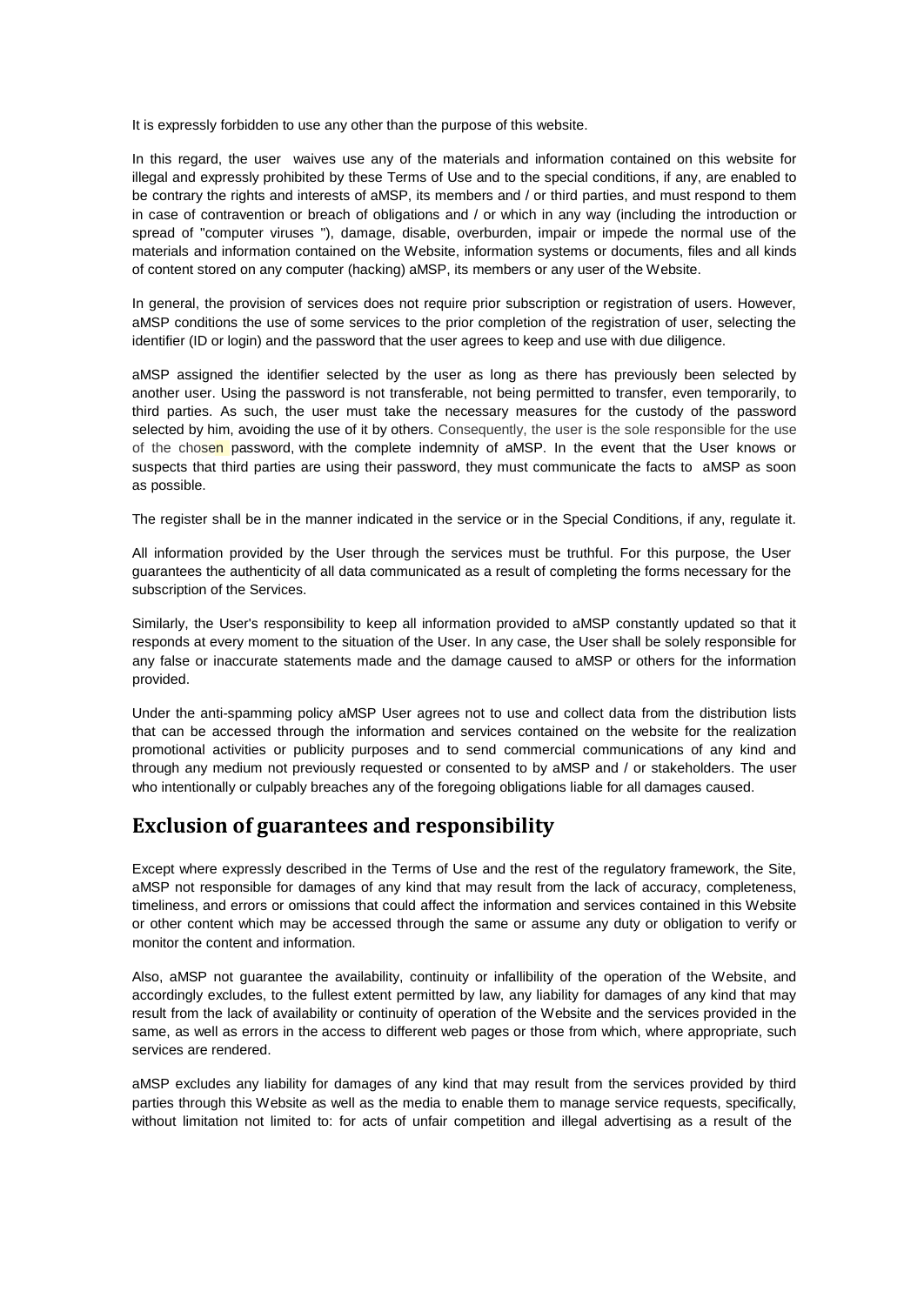It is expressly forbidden to use any other than the purpose of this website.

In this regard, the user waives use any of the materials and information contained on this website for illegal and expressly prohibited by these Terms of Use and to the special conditions, if any, are enabled to be contrary the rights and interests of aMSP, its members and / or third parties, and must respond to them in case of contravention or breach of obligations and / or which in any way (including the introduction or spread of "computer viruses "), damage, disable, overburden, impair or impede the normal use of the materials and information contained on the Website, information systems or documents, files and all kinds of content stored on any computer (hacking) aMSP, its members or any user of the Website.

In general, the provision of services does not require prior subscription or registration of users. However, aMSP conditions the use of some services to the prior completion of the registration of user, selecting the identifier (ID or login) and the password that the user agrees to keep and use with due diligence.

aMSP assigned the identifier selected by the user as long as there has previously been selected by another user. Using the password is not transferable, not being permitted to transfer, even temporarily, to third parties. As such, the user must take the necessary measures for the custody of the password selected by him, avoiding the use of it by others. Consequently, the user is the sole responsible for the use of the chosen password, with the complete indemnity of aMSP. In the event that the User knows or suspects that third parties are using their password, they must communicate the facts to aMSP as soon as possible.

The register shall be in the manner indicated in the service or in the Special Conditions, if any, regulate it.

All information provided by the User through the services must be truthful. For this purpose, the User guarantees the authenticity of all data communicated as a result of completing the forms necessary for the subscription of the Services.

Similarly, the User's responsibility to keep all information provided to aMSP constantly updated so that it responds at every moment to the situation of the User. In any case, the User shall be solely responsible for any false or inaccurate statements made and the damage caused to aMSP or others for the information provided.

Under the anti-spamming policy aMSP User agrees not to use and collect data from the distribution lists that can be accessed through the information and services contained on the website for the realization promotional activities or publicity purposes and to send commercial communications of any kind and through any medium not previously requested or consented to by aMSP and / or stakeholders. The user who intentionally or culpably breaches any of the foregoing obligations liable for all damages caused.

## Exclusion of guarantees and responsibility

Except where expressly described in the Terms of Use and the rest of the regulatory framework, the Site, aMSP not responsible for damages of any kind that may result from the lack of accuracy, completeness, timeliness, and errors or omissions that could affect the information and services contained in this Website or other content which may be accessed through the same or assume any duty or obligation to verify or monitor the content and information.

Also, aMSP not guarantee the availability, continuity or infallibility of the operation of the Website, and accordingly excludes, to the fullest extent permitted by law, any liability for damages of any kind that may result from the lack of availability or continuity of operation of the Website and the services provided in the same, as well as errors in the access to different web pages or those from which, where appropriate, such services are rendered.

aMSP excludes any liability for damages of any kind that may result from the services provided by third parties through this Website as well as the media to enable them to manage service requests, specifically, without limitation not limited to: for acts of unfair competition and illegal advertising as a result of the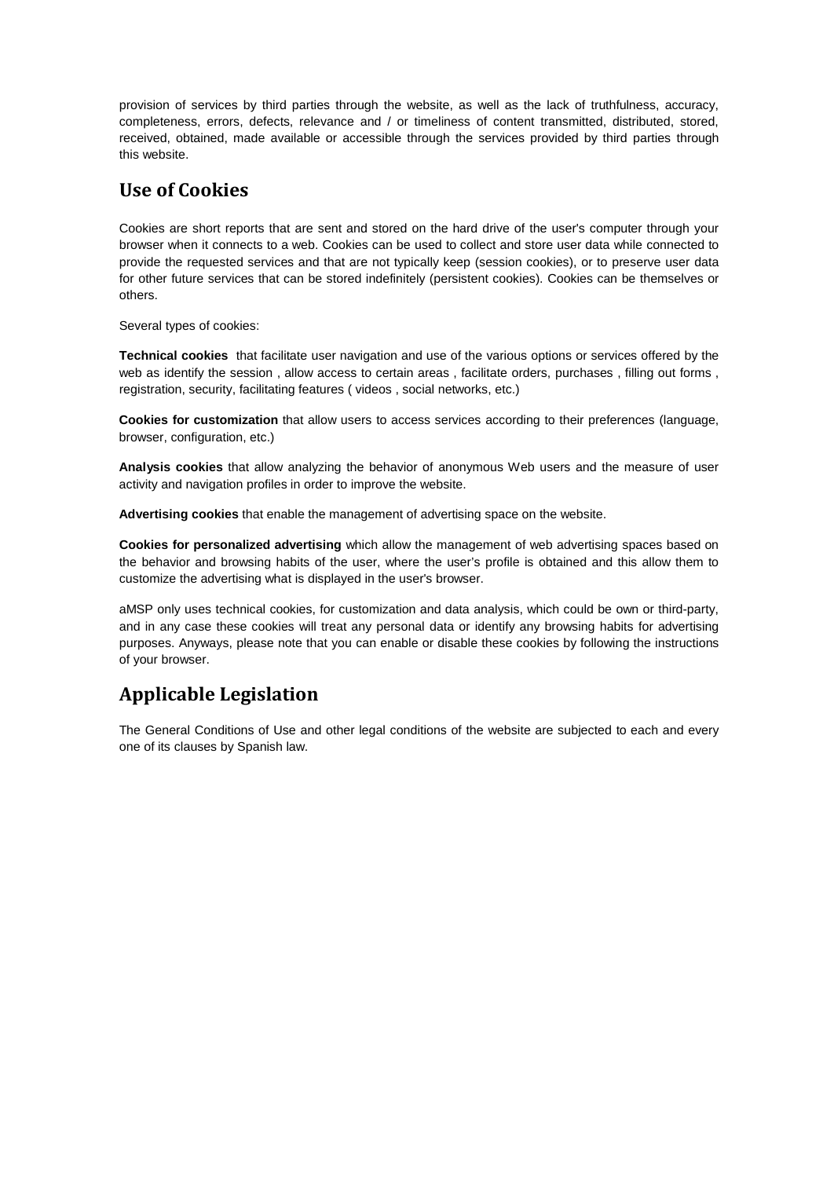provision of services by third parties through the website, as well as the lack of truthfulness, accuracy, completeness, errors, defects, relevance and / or timeliness of content transmitted, distributed, stored, received, obtained, made available or accessible through the services provided by third parties through this website.

## Use of Cookies

Cookies are short reports that are sent and stored on the hard drive of the user's computer through your browser when it connects to a web. Cookies can be used to collect and store user data while connected to provide the requested services and that are not typically keep (session cookies), or to preserve user data for other future services that can be stored indefinitely (persistent cookies). Cookies can be themselves or others.

Several types of cookies:

**Technical cookies** that facilitate user navigation and use of the various options or services offered by the web as identify the session , allow access to certain areas , facilitate orders, purchases , filling out forms , registration, security, facilitating features ( videos , social networks, etc.)

**Cookies for customization** that allow users to access services according to their preferences (language, browser, configuration, etc.)

**Analysis cookies** that allow analyzing the behavior of anonymous Web users and the measure of user activity and navigation profiles in order to improve the website.

**Advertising cookies** that enable the management of advertising space on the website.

**Cookies for personalized advertising** which allow the management of web advertising spaces based on the behavior and browsing habits of the user, where the user's profile is obtained and this allow them to customize the advertising what is displayed in the user's browser.

aMSP only uses technical cookies, for customization and data analysis, which could be own or third-party, and in any case these cookies will treat any personal data or identify any browsing habits for advertising purposes. Anyways, please note that you can enable or disable these cookies by following the instructions of your browser.

## Applicable Legislation

The General Conditions of Use and other legal conditions of the website are subjected to each and every one of its clauses by Spanish law.